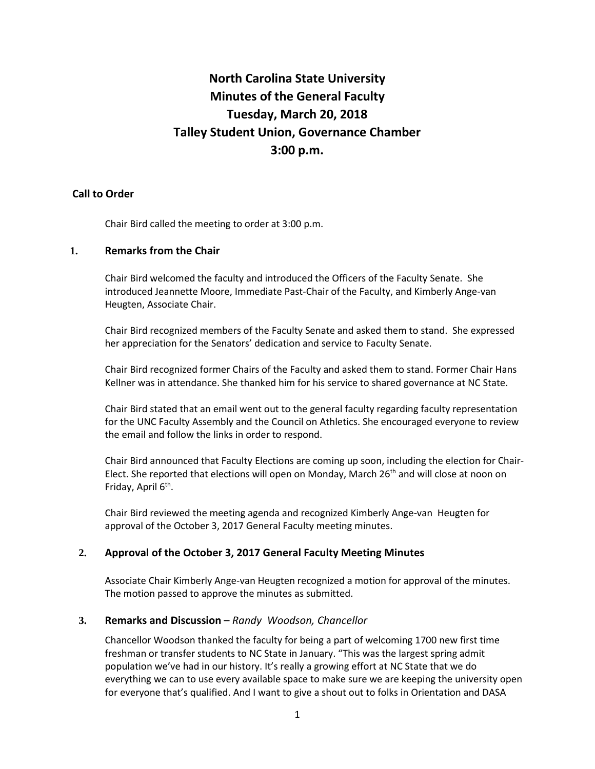# North Carolina State University
# Minutes of the General Faculty
# Tuesday, March 20, 2018
# Talley Student Union, Governance Chamber
# 3:00 p.m.

## Call to Order

Chair Bird called the meeting to order at 3:00 p.m.

## 1. Remarks from the Chair

Chair Bird welcomed the faculty and introduced the Officers of the Faculty Senate. She introduced Jeannette Moore, Immediate Past-Chair of the Faculty, and Kimberly Ange-van Heugten, Associate Chair.

Chair Bird recognized members of the Faculty Senate and asked them to stand. She expressed her appreciation for the Senators' dedication and service to Faculty Senate.

Chair Bird recognized former Chairs of the Faculty and asked them to stand. Former Chair Hans Kellner was in attendance. She thanked him for his service to shared governance at NC State.

Chair Bird stated that an email went out to the general faculty regarding faculty representation for the UNC Faculty Assembly and the Council on Athletics. She encouraged everyone to review the email and follow the links in order to respond.

Chair Bird announced that Faculty Elections are coming up soon, including the election for Chair-Elect. She reported that elections will open on Monday, March 26th and will close at noon on Friday, April 6th.

Chair Bird reviewed the meeting agenda and recognized Kimberly Ange-van Heugten for approval of the October 3, 2017 General Faculty meeting minutes.

## 2. Approval of the October 3, 2017 General Faculty Meeting Minutes

Associate Chair Kimberly Ange-van Heugten recognized a motion for approval of the minutes. The motion passed to approve the minutes as submitted.

## 3. Remarks and Discussion – *Randy Woodson, Chancellor*

Chancellor Woodson thanked the faculty for being a part of welcoming 1700 new first time freshman or transfer students to NC State in January. "This was the largest spring admit population we've had in our history. It's really a growing effort at NC State that we do everything we can to use every available space to make sure we are keeping the university open for everyone that's qualified. And I want to give a shout out to folks in Orientation and DASA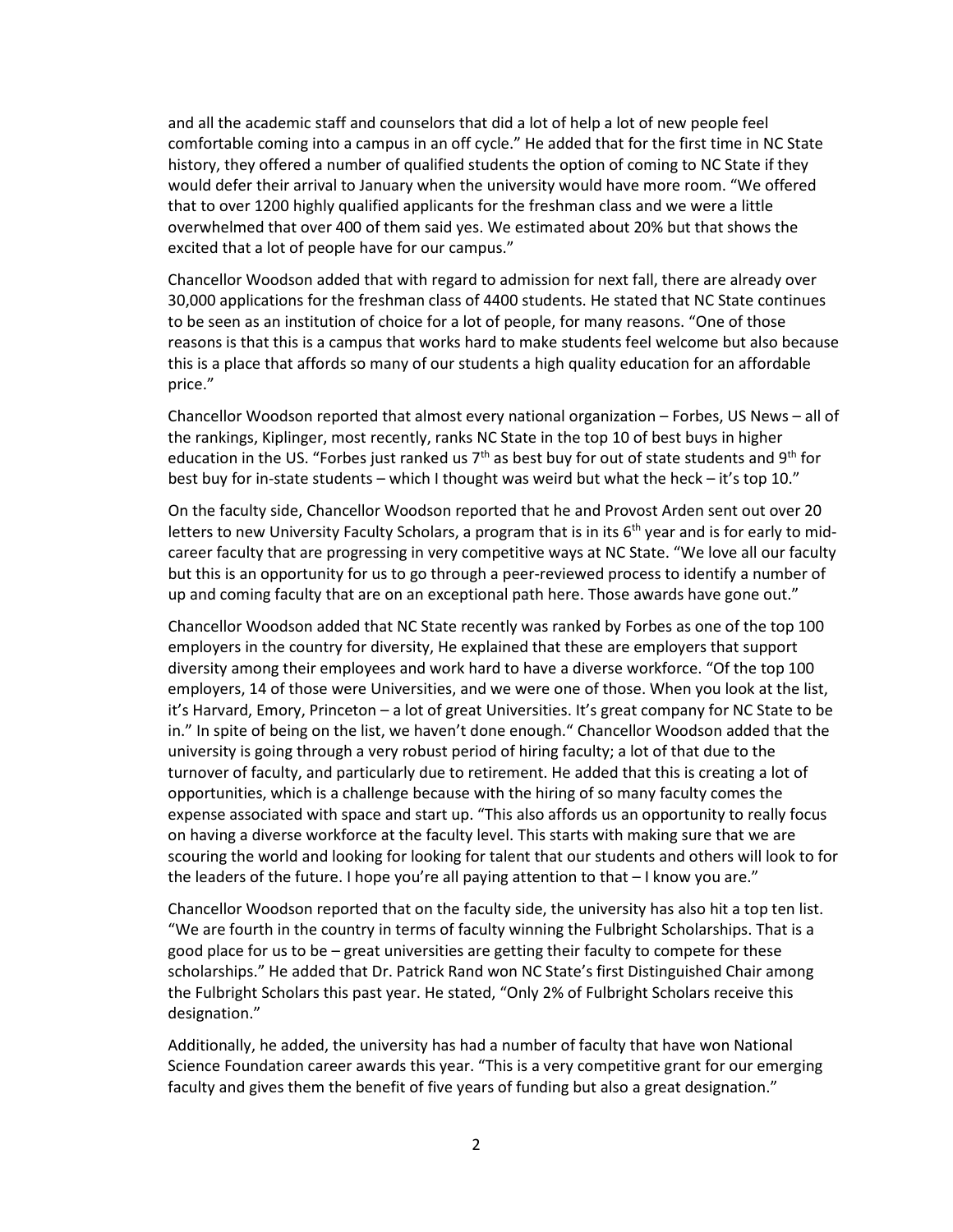and all the academic staff and counselors that did a lot of help a lot of new people feel comfortable coming into a campus in an off cycle." He added that for the first time in NC State history, they offered a number of qualified students the option of coming to NC State if they would defer their arrival to January when the university would have more room. "We offered that to over 1200 highly qualified applicants for the freshman class and we were a little overwhelmed that over 400 of them said yes. We estimated about 20% but that shows the excited that a lot of people have for our campus."

Chancellor Woodson added that with regard to admission for next fall, there are already over 30,000 applications for the freshman class of 4400 students. He stated that NC State continues to be seen as an institution of choice for a lot of people, for many reasons. "One of those reasons is that this is a campus that works hard to make students feel welcome but also because this is a place that affords so many of our students a high quality education for an affordable price."

Chancellor Woodson reported that almost every national organization – Forbes, US News – all of the rankings, Kiplinger, most recently, ranks NC State in the top 10 of best buys in higher education in the US. "Forbes just ranked us 7th as best buy for out of state students and 9th for best buy for in-state students – which I thought was weird but what the heck – it's top 10."

On the faculty side, Chancellor Woodson reported that he and Provost Arden sent out over 20 letters to new University Faculty Scholars, a program that is in its 6th year and is for early to mid-career faculty that are progressing in very competitive ways at NC State. "We love all our faculty but this is an opportunity for us to go through a peer-reviewed process to identify a number of up and coming faculty that are on an exceptional path here. Those awards have gone out."

Chancellor Woodson added that NC State recently was ranked by Forbes as one of the top 100 employers in the country for diversity, He explained that these are employers that support diversity among their employees and work hard to have a diverse workforce. "Of the top 100 employers, 14 of those were Universities, and we were one of those. When you look at the list, it's Harvard, Emory, Princeton – a lot of great Universities. It's great company for NC State to be in." In spite of being on the list, we haven't done enough." Chancellor Woodson added that the university is going through a very robust period of hiring faculty; a lot of that due to the turnover of faculty, and particularly due to retirement. He added that this is creating a lot of opportunities, which is a challenge because with the hiring of so many faculty comes the expense associated with space and start up. "This also affords us an opportunity to really focus on having a diverse workforce at the faculty level. This starts with making sure that we are scouring the world and looking for looking for talent that our students and others will look to for the leaders of the future. I hope you're all paying attention to that – I know you are."

Chancellor Woodson reported that on the faculty side, the university has also hit a top ten list. "We are fourth in the country in terms of faculty winning the Fulbright Scholarships. That is a good place for us to be – great universities are getting their faculty to compete for these scholarships." He added that Dr. Patrick Rand won NC State's first Distinguished Chair among the Fulbright Scholars this past year. He stated, "Only 2% of Fulbright Scholars receive this designation."

Additionally, he added, the university has had a number of faculty that have won National Science Foundation career awards this year. "This is a very competitive grant for our emerging faculty and gives them the benefit of five years of funding but also a great designation."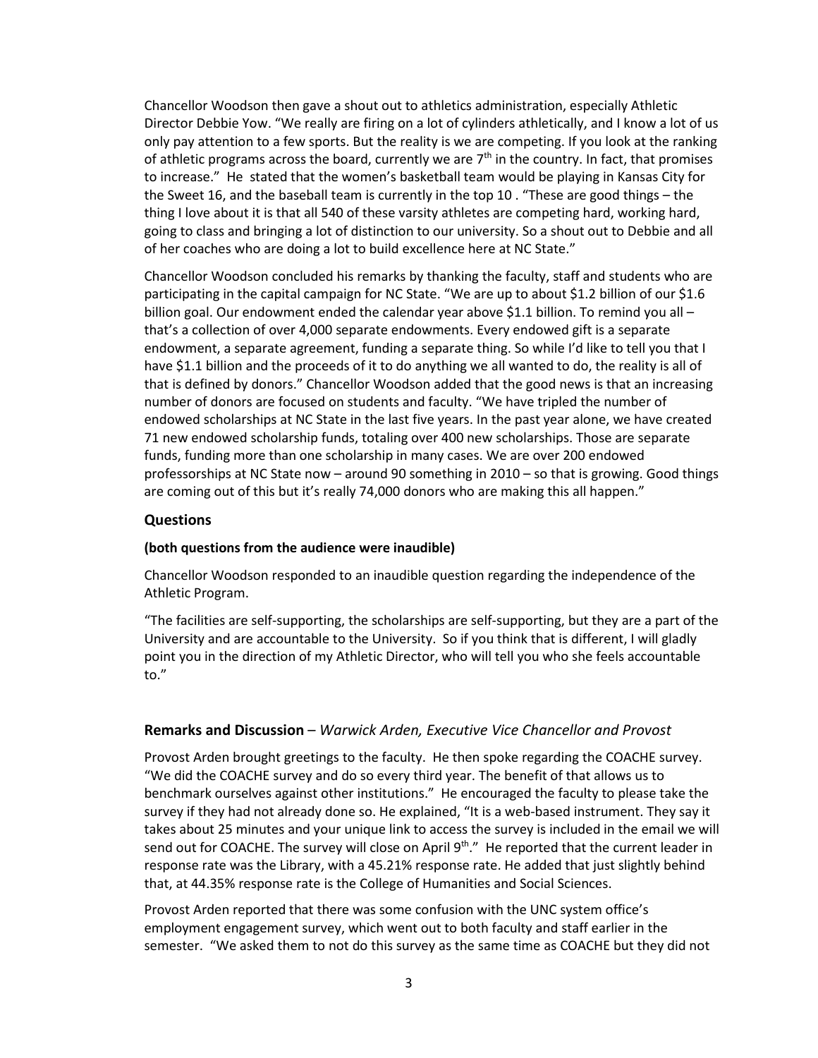Chancellor Woodson then gave a shout out to athletics administration, especially Athletic Director Debbie Yow. "We really are firing on a lot of cylinders athletically, and I know a lot of us only pay attention to a few sports. But the reality is we are competing. If you look at the ranking of athletic programs across the board, currently we are 7th in the country. In fact, that promises to increase." He stated that the women's basketball team would be playing in Kansas City for the Sweet 16, and the baseball team is currently in the top 10 . "These are good things – the thing I love about it is that all 540 of these varsity athletes are competing hard, working hard, going to class and bringing a lot of distinction to our university. So a shout out to Debbie and all of her coaches who are doing a lot to build excellence here at NC State."

Chancellor Woodson concluded his remarks by thanking the faculty, staff and students who are participating in the capital campaign for NC State. "We are up to about $1.2 billion of our $1.6 billion goal. Our endowment ended the calendar year above $1.1 billion. To remind you all – that's a collection of over 4,000 separate endowments. Every endowed gift is a separate endowment, a separate agreement, funding a separate thing. So while I'd like to tell you that I have $1.1 billion and the proceeds of it to do anything we all wanted to do, the reality is all of that is defined by donors." Chancellor Woodson added that the good news is that an increasing number of donors are focused on students and faculty. "We have tripled the number of endowed scholarships at NC State in the last five years. In the past year alone, we have created 71 new endowed scholarship funds, totaling over 400 new scholarships. Those are separate funds, funding more than one scholarship in many cases. We are over 200 endowed professorships at NC State now – around 90 something in 2010 – so that is growing. Good things are coming out of this but it's really 74,000 donors who are making this all happen."

### Questions

**(both questions from the audience were inaudible)**

Chancellor Woodson responded to an inaudible question regarding the independence of the Athletic Program.

"The facilities are self-supporting, the scholarships are self-supporting, but they are a part of the University and are accountable to the University. So if you think that is different, I will gladly point you in the direction of my Athletic Director, who will tell you who she feels accountable to."

### Remarks and Discussion – *Warwick Arden, Executive Vice Chancellor and Provost*

Provost Arden brought greetings to the faculty. He then spoke regarding the COACHE survey. "We did the COACHE survey and do so every third year. The benefit of that allows us to benchmark ourselves against other institutions." He encouraged the faculty to please take the survey if they had not already done so. He explained, "It is a web-based instrument. They say it takes about 25 minutes and your unique link to access the survey is included in the email we will send out for COACHE. The survey will close on April 9th." He reported that the current leader in response rate was the Library, with a 45.21% response rate. He added that just slightly behind that, at 44.35% response rate is the College of Humanities and Social Sciences.

Provost Arden reported that there was some confusion with the UNC system office's employment engagement survey, which went out to both faculty and staff earlier in the semester. "We asked them to not do this survey as the same time as COACHE but they did not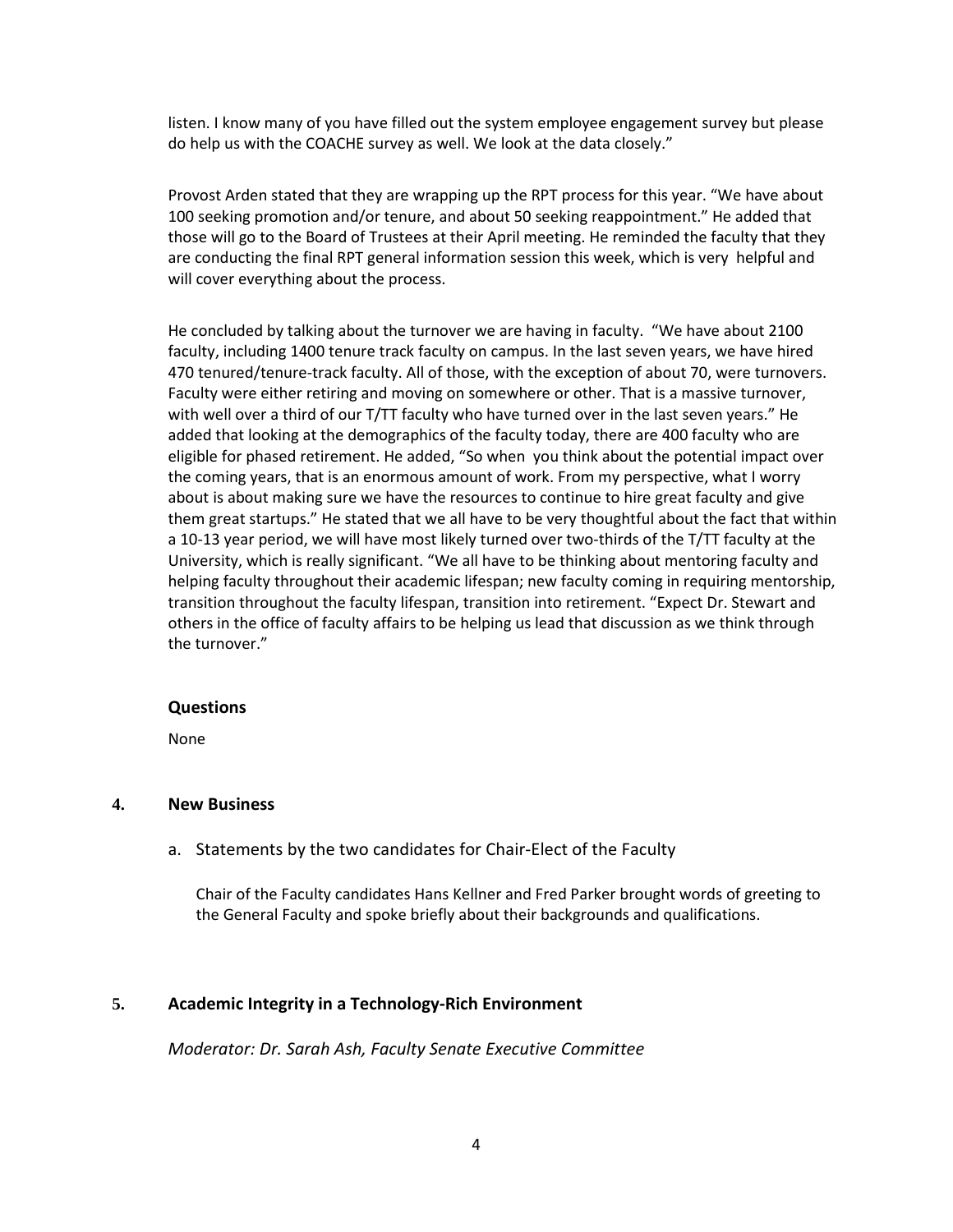listen. I know many of you have filled out the system employee engagement survey but please do help us with the COACHE survey as well. We look at the data closely."

Provost Arden stated that they are wrapping up the RPT process for this year. "We have about 100 seeking promotion and/or tenure, and about 50 seeking reappointment." He added that those will go to the Board of Trustees at their April meeting. He reminded the faculty that they are conducting the final RPT general information session this week, which is very helpful and will cover everything about the process.

He concluded by talking about the turnover we are having in faculty. "We have about 2100 faculty, including 1400 tenure track faculty on campus. In the last seven years, we have hired 470 tenured/tenure-track faculty. All of those, with the exception of about 70, were turnovers. Faculty were either retiring and moving on somewhere or other. That is a massive turnover, with well over a third of our T/TT faculty who have turned over in the last seven years." He added that looking at the demographics of the faculty today, there are 400 faculty who are eligible for phased retirement. He added, "So when you think about the potential impact over the coming years, that is an enormous amount of work. From my perspective, what I worry about is about making sure we have the resources to continue to hire great faculty and give them great startups." He stated that we all have to be very thoughtful about the fact that within a 10-13 year period, we will have most likely turned over two-thirds of the T/TT faculty at the University, which is really significant. "We all have to be thinking about mentoring faculty and helping faculty throughout their academic lifespan; new faculty coming in requiring mentorship, transition throughout the faculty lifespan, transition into retirement. "Expect Dr. Stewart and others in the office of faculty affairs to be helping us lead that discussion as we think through the turnover."

### Questions

None

## 4. New Business

a. Statements by the two candidates for Chair-Elect of the Faculty

Chair of the Faculty candidates Hans Kellner and Fred Parker brought words of greeting to the General Faculty and spoke briefly about their backgrounds and qualifications.

## 5. Academic Integrity in a Technology-Rich Environment

*Moderator: Dr. Sarah Ash, Faculty Senate Executive Committee*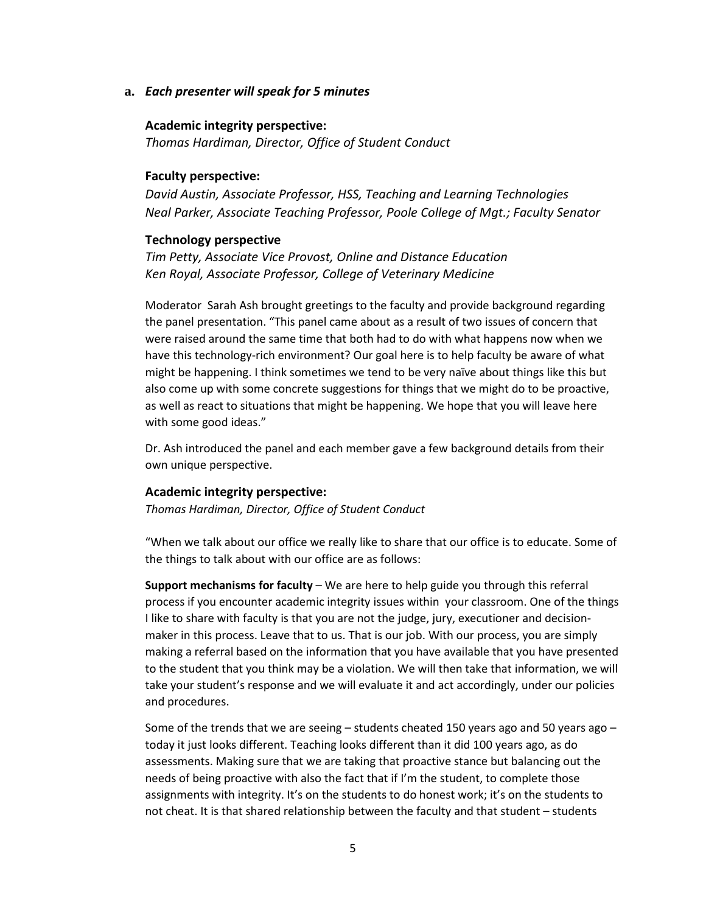**a.** ***Each presenter will speak for 5 minutes***

**Academic integrity perspective:**
*Thomas Hardiman, Director, Office of Student Conduct*

**Faculty perspective:**
*David Austin, Associate Professor, HSS, Teaching and Learning Technologies*
*Neal Parker, Associate Teaching Professor, Poole College of Mgt.; Faculty Senator*

**Technology perspective**
*Tim Petty, Associate Vice Provost, Online and Distance Education*
*Ken Royal, Associate Professor, College of Veterinary Medicine*

Moderator Sarah Ash brought greetings to the faculty and provide background regarding the panel presentation. "This panel came about as a result of two issues of concern that were raised around the same time that both had to do with what happens now when we have this technology-rich environment? Our goal here is to help faculty be aware of what might be happening. I think sometimes we tend to be very naïve about things like this but also come up with some concrete suggestions for things that we might do to be proactive, as well as react to situations that might be happening. We hope that you will leave here with some good ideas."

Dr. Ash introduced the panel and each member gave a few background details from their own unique perspective.

**Academic integrity perspective:**
*Thomas Hardiman, Director, Office of Student Conduct*

"When we talk about our office we really like to share that our office is to educate. Some of the things to talk about with our office are as follows:

**Support mechanisms for faculty** – We are here to help guide you through this referral process if you encounter academic integrity issues within your classroom. One of the things I like to share with faculty is that you are not the judge, jury, executioner and decision-maker in this process. Leave that to us. That is our job. With our process, you are simply making a referral based on the information that you have available that you have presented to the student that you think may be a violation. We will then take that information, we will take your student's response and we will evaluate it and act accordingly, under our policies and procedures.

Some of the trends that we are seeing – students cheated 150 years ago and 50 years ago – today it just looks different. Teaching looks different than it did 100 years ago, as do assessments. Making sure that we are taking that proactive stance but balancing out the needs of being proactive with also the fact that if I'm the student, to complete those assignments with integrity. It's on the students to do honest work; it's on the students to not cheat. It is that shared relationship between the faculty and that student – students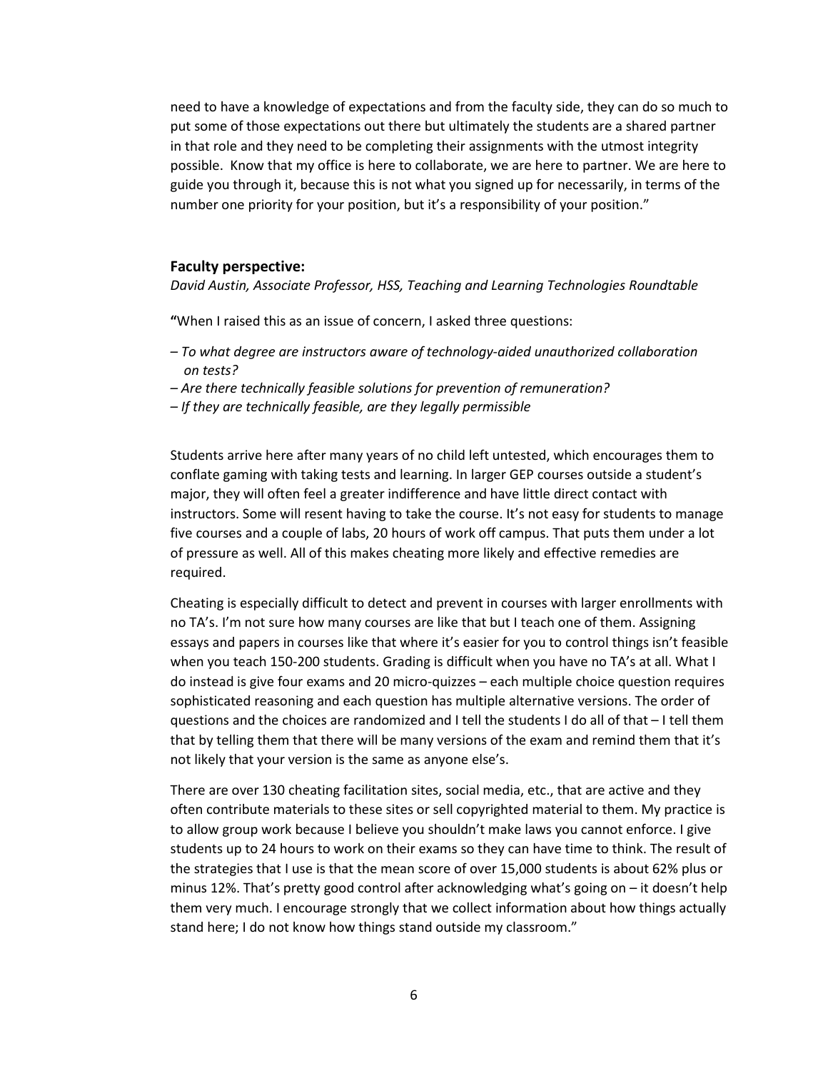need to have a knowledge of expectations and from the faculty side, they can do so much to put some of those expectations out there but ultimately the students are a shared partner in that role and they need to be completing their assignments with the utmost integrity possible. Know that my office is here to collaborate, we are here to partner. We are here to guide you through it, because this is not what you signed up for necessarily, in terms of the number one priority for your position, but it's a responsibility of your position."

### Faculty perspective:

*David Austin, Associate Professor, HSS, Teaching and Learning Technologies Roundtable*

**"**When I raised this as an issue of concern, I asked three questions:

– *To what degree are instructors aware of technology-aided unauthorized collaboration on tests?*
– *Are there technically feasible solutions for prevention of remuneration?*
– *If they are technically feasible, are they legally permissible*

Students arrive here after many years of no child left untested, which encourages them to conflate gaming with taking tests and learning. In larger GEP courses outside a student's major, they will often feel a greater indifference and have little direct contact with instructors. Some will resent having to take the course. It's not easy for students to manage five courses and a couple of labs, 20 hours of work off campus. That puts them under a lot of pressure as well. All of this makes cheating more likely and effective remedies are required.

Cheating is especially difficult to detect and prevent in courses with larger enrollments with no TA's. I'm not sure how many courses are like that but I teach one of them. Assigning essays and papers in courses like that where it's easier for you to control things isn't feasible when you teach 150-200 students. Grading is difficult when you have no TA's at all. What I do instead is give four exams and 20 micro-quizzes – each multiple choice question requires sophisticated reasoning and each question has multiple alternative versions. The order of questions and the choices are randomized and I tell the students I do all of that – I tell them that by telling them that there will be many versions of the exam and remind them that it's not likely that your version is the same as anyone else's.

There are over 130 cheating facilitation sites, social media, etc., that are active and they often contribute materials to these sites or sell copyrighted material to them. My practice is to allow group work because I believe you shouldn't make laws you cannot enforce. I give students up to 24 hours to work on their exams so they can have time to think. The result of the strategies that I use is that the mean score of over 15,000 students is about 62% plus or minus 12%. That's pretty good control after acknowledging what's going on – it doesn't help them very much. I encourage strongly that we collect information about how things actually stand here; I do not know how things stand outside my classroom."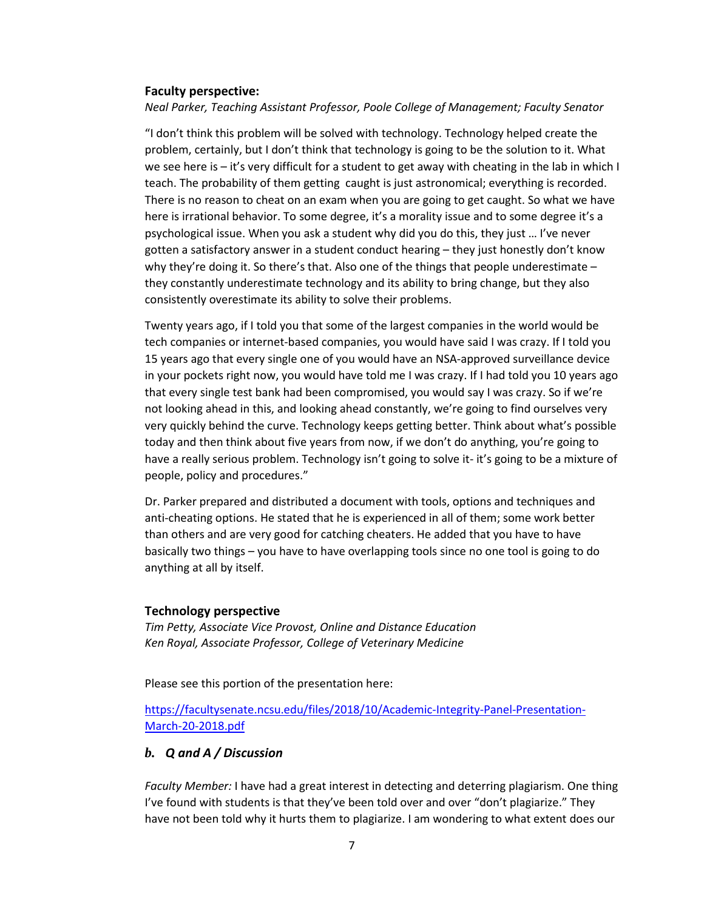**Faculty perspective:**

*Neal Parker, Teaching Assistant Professor, Poole College of Management; Faculty Senator*

"I don't think this problem will be solved with technology. Technology helped create the problem, certainly, but I don't think that technology is going to be the solution to it. What we see here is – it's very difficult for a student to get away with cheating in the lab in which I teach. The probability of them getting caught is just astronomical; everything is recorded. There is no reason to cheat on an exam when you are going to get caught. So what we have here is irrational behavior. To some degree, it's a morality issue and to some degree it's a psychological issue. When you ask a student why did you do this, they just … I've never gotten a satisfactory answer in a student conduct hearing – they just honestly don't know why they're doing it. So there's that. Also one of the things that people underestimate – they constantly underestimate technology and its ability to bring change, but they also consistently overestimate its ability to solve their problems.

Twenty years ago, if I told you that some of the largest companies in the world would be tech companies or internet-based companies, you would have said I was crazy. If I told you 15 years ago that every single one of you would have an NSA-approved surveillance device in your pockets right now, you would have told me I was crazy. If I had told you 10 years ago that every single test bank had been compromised, you would say I was crazy. So if we're not looking ahead in this, and looking ahead constantly, we're going to find ourselves very very quickly behind the curve. Technology keeps getting better. Think about what's possible today and then think about five years from now, if we don't do anything, you're going to have a really serious problem. Technology isn't going to solve it- it's going to be a mixture of people, policy and procedures."

Dr. Parker prepared and distributed a document with tools, options and techniques and anti-cheating options. He stated that he is experienced in all of them; some work better than others and are very good for catching cheaters. He added that you have to have basically two things – you have to have overlapping tools since no one tool is going to do anything at all by itself.

**Technology perspective**

*Tim Petty, Associate Vice Provost, Online and Distance Education*
*Ken Royal, Associate Professor, College of Veterinary Medicine*

Please see this portion of the presentation here:

[https://facultysenate.ncsu.edu/files/2018/10/Academic-Integrity-Panel-Presentation-March-20-2018.pdf](https://facultysenate.ncsu.edu/files/2018/10/Academic-Integrity-Panel-Presentation-March-20-2018.pdf)

### *b. Q and A / Discussion*

*Faculty Member:* I have had a great interest in detecting and deterring plagiarism. One thing I've found with students is that they've been told over and over "don't plagiarize." They have not been told why it hurts them to plagiarize. I am wondering to what extent does our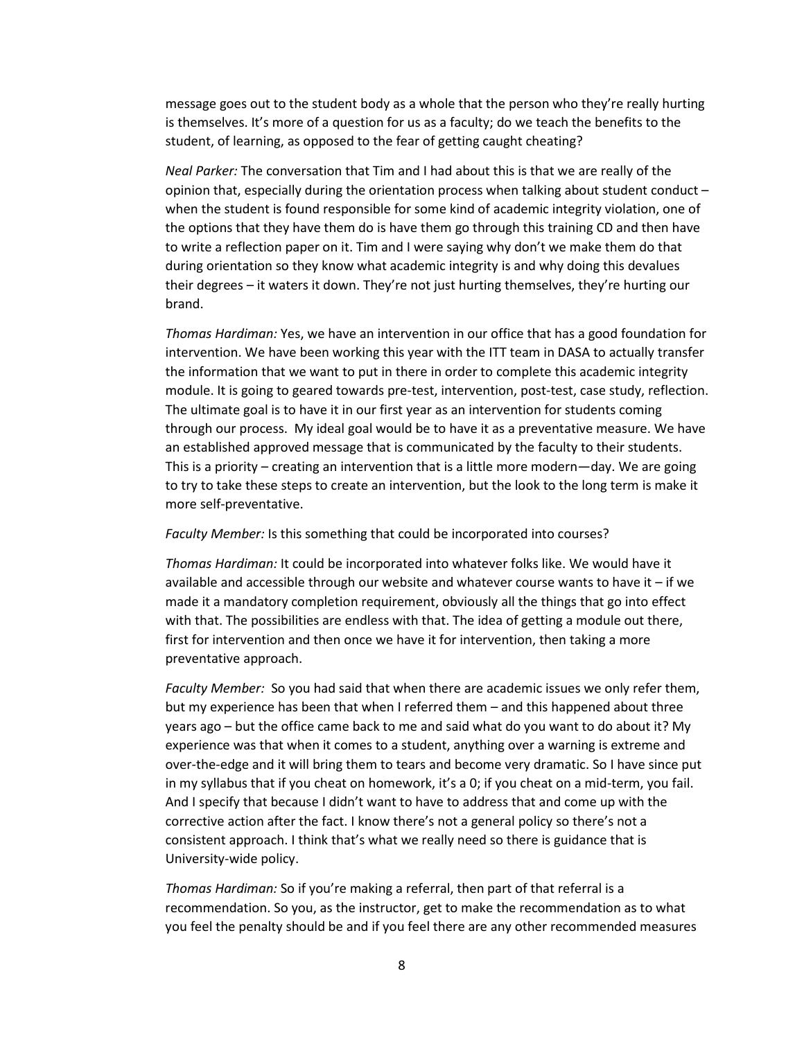message goes out to the student body as a whole that the person who they're really hurting is themselves. It's more of a question for us as a faculty; do we teach the benefits to the student, of learning, as opposed to the fear of getting caught cheating?

*Neal Parker:* The conversation that Tim and I had about this is that we are really of the opinion that, especially during the orientation process when talking about student conduct – when the student is found responsible for some kind of academic integrity violation, one of the options that they have them do is have them go through this training CD and then have to write a reflection paper on it. Tim and I were saying why don't we make them do that during orientation so they know what academic integrity is and why doing this devalues their degrees – it waters it down. They're not just hurting themselves, they're hurting our brand.

*Thomas Hardiman:* Yes, we have an intervention in our office that has a good foundation for intervention. We have been working this year with the ITT team in DASA to actually transfer the information that we want to put in there in order to complete this academic integrity module. It is going to geared towards pre-test, intervention, post-test, case study, reflection. The ultimate goal is to have it in our first year as an intervention for students coming through our process. My ideal goal would be to have it as a preventative measure. We have an established approved message that is communicated by the faculty to their students. This is a priority – creating an intervention that is a little more modern—day. We are going to try to take these steps to create an intervention, but the look to the long term is make it more self-preventative.

*Faculty Member:* Is this something that could be incorporated into courses?

*Thomas Hardiman:* It could be incorporated into whatever folks like. We would have it available and accessible through our website and whatever course wants to have it – if we made it a mandatory completion requirement, obviously all the things that go into effect with that. The possibilities are endless with that. The idea of getting a module out there, first for intervention and then once we have it for intervention, then taking a more preventative approach.

*Faculty Member:* So you had said that when there are academic issues we only refer them, but my experience has been that when I referred them – and this happened about three years ago – but the office came back to me and said what do you want to do about it? My experience was that when it comes to a student, anything over a warning is extreme and over-the-edge and it will bring them to tears and become very dramatic. So I have since put in my syllabus that if you cheat on homework, it's a 0; if you cheat on a mid-term, you fail. And I specify that because I didn't want to have to address that and come up with the corrective action after the fact. I know there's not a general policy so there's not a consistent approach. I think that's what we really need so there is guidance that is University-wide policy.

*Thomas Hardiman:* So if you're making a referral, then part of that referral is a recommendation. So you, as the instructor, get to make the recommendation as to what you feel the penalty should be and if you feel there are any other recommended measures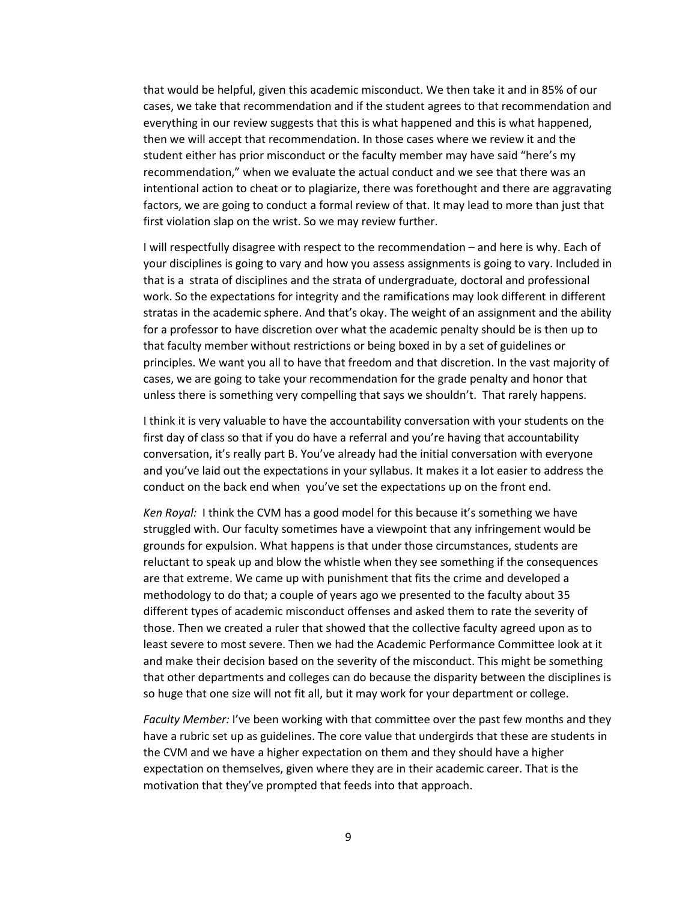that would be helpful, given this academic misconduct. We then take it and in 85% of our cases, we take that recommendation and if the student agrees to that recommendation and everything in our review suggests that this is what happened and this is what happened, then we will accept that recommendation. In those cases where we review it and the student either has prior misconduct or the faculty member may have said "here's my recommendation," when we evaluate the actual conduct and we see that there was an intentional action to cheat or to plagiarize, there was forethought and there are aggravating factors, we are going to conduct a formal review of that. It may lead to more than just that first violation slap on the wrist. So we may review further.

I will respectfully disagree with respect to the recommendation – and here is why. Each of your disciplines is going to vary and how you assess assignments is going to vary. Included in that is a strata of disciplines and the strata of undergraduate, doctoral and professional work. So the expectations for integrity and the ramifications may look different in different stratas in the academic sphere. And that's okay. The weight of an assignment and the ability for a professor to have discretion over what the academic penalty should be is then up to that faculty member without restrictions or being boxed in by a set of guidelines or principles. We want you all to have that freedom and that discretion. In the vast majority of cases, we are going to take your recommendation for the grade penalty and honor that unless there is something very compelling that says we shouldn't. That rarely happens.

I think it is very valuable to have the accountability conversation with your students on the first day of class so that if you do have a referral and you're having that accountability conversation, it's really part B. You've already had the initial conversation with everyone and you've laid out the expectations in your syllabus. It makes it a lot easier to address the conduct on the back end when you've set the expectations up on the front end.

*Ken Royal:* I think the CVM has a good model for this because it's something we have struggled with. Our faculty sometimes have a viewpoint that any infringement would be grounds for expulsion. What happens is that under those circumstances, students are reluctant to speak up and blow the whistle when they see something if the consequences are that extreme. We came up with punishment that fits the crime and developed a methodology to do that; a couple of years ago we presented to the faculty about 35 different types of academic misconduct offenses and asked them to rate the severity of those. Then we created a ruler that showed that the collective faculty agreed upon as to least severe to most severe. Then we had the Academic Performance Committee look at it and make their decision based on the severity of the misconduct. This might be something that other departments and colleges can do because the disparity between the disciplines is so huge that one size will not fit all, but it may work for your department or college.

*Faculty Member:* I've been working with that committee over the past few months and they have a rubric set up as guidelines. The core value that undergirds that these are students in the CVM and we have a higher expectation on them and they should have a higher expectation on themselves, given where they are in their academic career. That is the motivation that they've prompted that feeds into that approach.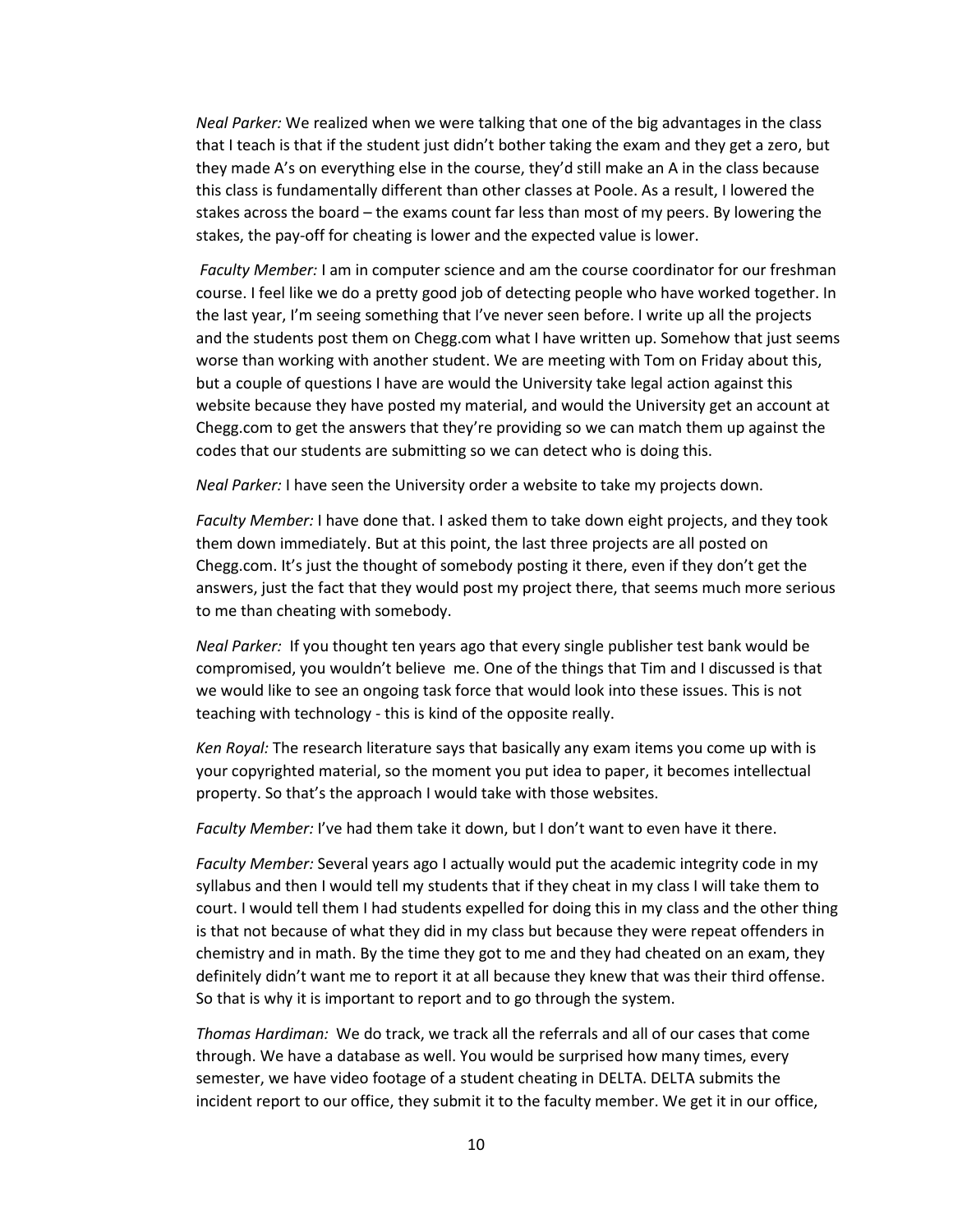*Neal Parker:* We realized when we were talking that one of the big advantages in the class that I teach is that if the student just didn't bother taking the exam and they get a zero, but they made A's on everything else in the course, they'd still make an A in the class because this class is fundamentally different than other classes at Poole. As a result, I lowered the stakes across the board – the exams count far less than most of my peers. By lowering the stakes, the pay-off for cheating is lower and the expected value is lower.

*Faculty Member:* I am in computer science and am the course coordinator for our freshman course. I feel like we do a pretty good job of detecting people who have worked together. In the last year, I'm seeing something that I've never seen before. I write up all the projects and the students post them on Chegg.com what I have written up. Somehow that just seems worse than working with another student. We are meeting with Tom on Friday about this, but a couple of questions I have are would the University take legal action against this website because they have posted my material, and would the University get an account at Chegg.com to get the answers that they're providing so we can match them up against the codes that our students are submitting so we can detect who is doing this.

*Neal Parker:* I have seen the University order a website to take my projects down.

*Faculty Member:* I have done that. I asked them to take down eight projects, and they took them down immediately. But at this point, the last three projects are all posted on Chegg.com. It's just the thought of somebody posting it there, even if they don't get the answers, just the fact that they would post my project there, that seems much more serious to me than cheating with somebody.

*Neal Parker:* If you thought ten years ago that every single publisher test bank would be compromised, you wouldn't believe me. One of the things that Tim and I discussed is that we would like to see an ongoing task force that would look into these issues. This is not teaching with technology - this is kind of the opposite really.

*Ken Royal:* The research literature says that basically any exam items you come up with is your copyrighted material, so the moment you put idea to paper, it becomes intellectual property. So that's the approach I would take with those websites.

*Faculty Member:* I've had them take it down, but I don't want to even have it there.

*Faculty Member:* Several years ago I actually would put the academic integrity code in my syllabus and then I would tell my students that if they cheat in my class I will take them to court. I would tell them I had students expelled for doing this in my class and the other thing is that not because of what they did in my class but because they were repeat offenders in chemistry and in math. By the time they got to me and they had cheated on an exam, they definitely didn't want me to report it at all because they knew that was their third offense. So that is why it is important to report and to go through the system.

*Thomas Hardiman:* We do track, we track all the referrals and all of our cases that come through. We have a database as well. You would be surprised how many times, every semester, we have video footage of a student cheating in DELTA. DELTA submits the incident report to our office, they submit it to the faculty member. We get it in our office,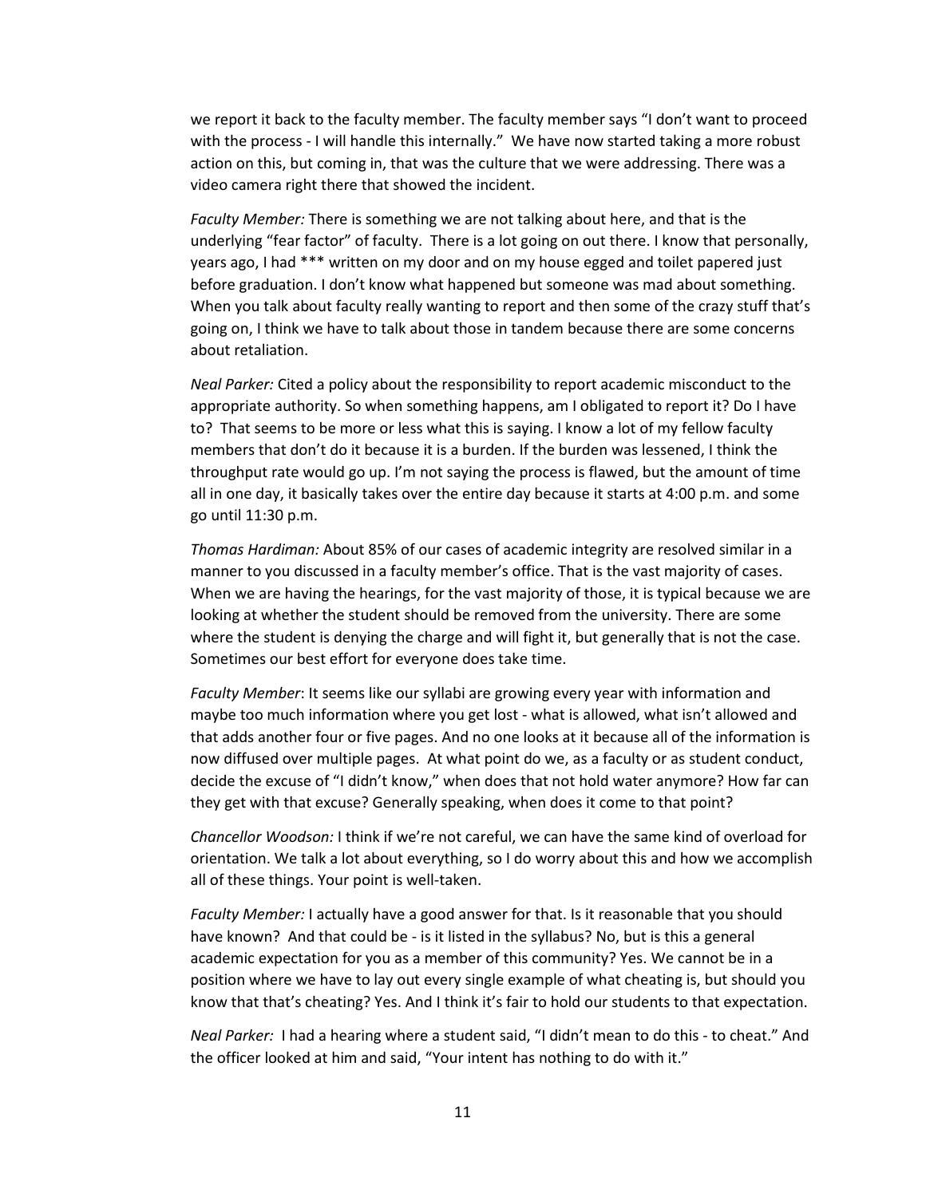we report it back to the faculty member. The faculty member says "I don't want to proceed with the process - I will handle this internally." We have now started taking a more robust action on this, but coming in, that was the culture that we were addressing. There was a video camera right there that showed the incident.

*Faculty Member:* There is something we are not talking about here, and that is the underlying "fear factor" of faculty. There is a lot going on out there. I know that personally, years ago, I had *** written on my door and on my house egged and toilet papered just before graduation. I don't know what happened but someone was mad about something. When you talk about faculty really wanting to report and then some of the crazy stuff that's going on, I think we have to talk about those in tandem because there are some concerns about retaliation.

*Neal Parker:* Cited a policy about the responsibility to report academic misconduct to the appropriate authority. So when something happens, am I obligated to report it? Do I have to? That seems to be more or less what this is saying. I know a lot of my fellow faculty members that don't do it because it is a burden. If the burden was lessened, I think the throughput rate would go up. I'm not saying the process is flawed, but the amount of time all in one day, it basically takes over the entire day because it starts at 4:00 p.m. and some go until 11:30 p.m.

*Thomas Hardiman:* About 85% of our cases of academic integrity are resolved similar in a manner to you discussed in a faculty member's office. That is the vast majority of cases. When we are having the hearings, for the vast majority of those, it is typical because we are looking at whether the student should be removed from the university. There are some where the student is denying the charge and will fight it, but generally that is not the case. Sometimes our best effort for everyone does take time.

*Faculty Member*: It seems like our syllabi are growing every year with information and maybe too much information where you get lost - what is allowed, what isn't allowed and that adds another four or five pages. And no one looks at it because all of the information is now diffused over multiple pages. At what point do we, as a faculty or as student conduct, decide the excuse of "I didn't know," when does that not hold water anymore? How far can they get with that excuse? Generally speaking, when does it come to that point?

*Chancellor Woodson:* I think if we're not careful, we can have the same kind of overload for orientation. We talk a lot about everything, so I do worry about this and how we accomplish all of these things. Your point is well-taken.

*Faculty Member:* I actually have a good answer for that. Is it reasonable that you should have known? And that could be - is it listed in the syllabus? No, but is this a general academic expectation for you as a member of this community? Yes. We cannot be in a position where we have to lay out every single example of what cheating is, but should you know that that's cheating? Yes. And I think it's fair to hold our students to that expectation.

*Neal Parker:* I had a hearing where a student said, "I didn't mean to do this - to cheat." And the officer looked at him and said, "Your intent has nothing to do with it."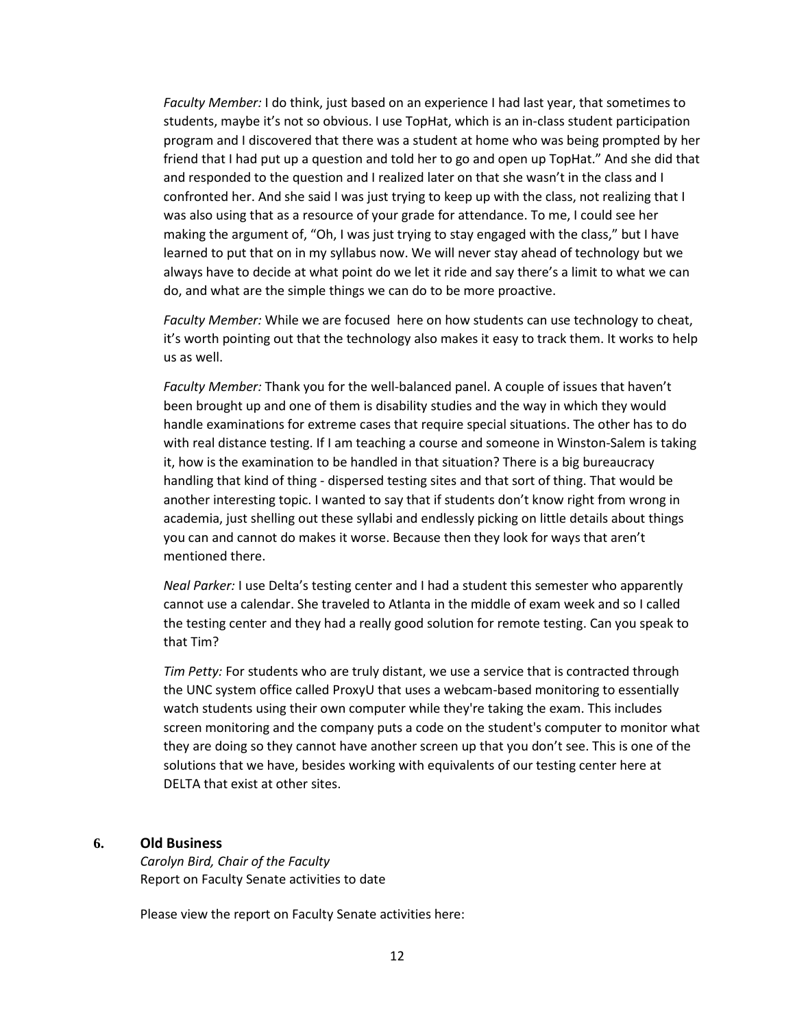*Faculty Member:* I do think, just based on an experience I had last year, that sometimes to students, maybe it's not so obvious. I use TopHat, which is an in-class student participation program and I discovered that there was a student at home who was being prompted by her friend that I had put up a question and told her to go and open up TopHat." And she did that and responded to the question and I realized later on that she wasn't in the class and I confronted her. And she said I was just trying to keep up with the class, not realizing that I was also using that as a resource of your grade for attendance. To me, I could see her making the argument of, "Oh, I was just trying to stay engaged with the class," but I have learned to put that on in my syllabus now. We will never stay ahead of technology but we always have to decide at what point do we let it ride and say there's a limit to what we can do, and what are the simple things we can do to be more proactive.

*Faculty Member:* While we are focused here on how students can use technology to cheat, it's worth pointing out that the technology also makes it easy to track them. It works to help us as well.

*Faculty Member:* Thank you for the well-balanced panel. A couple of issues that haven't been brought up and one of them is disability studies and the way in which they would handle examinations for extreme cases that require special situations. The other has to do with real distance testing. If I am teaching a course and someone in Winston-Salem is taking it, how is the examination to be handled in that situation? There is a big bureaucracy handling that kind of thing - dispersed testing sites and that sort of thing. That would be another interesting topic. I wanted to say that if students don't know right from wrong in academia, just shelling out these syllabi and endlessly picking on little details about things you can and cannot do makes it worse. Because then they look for ways that aren't mentioned there.

*Neal Parker:* I use Delta's testing center and I had a student this semester who apparently cannot use a calendar. She traveled to Atlanta in the middle of exam week and so I called the testing center and they had a really good solution for remote testing. Can you speak to that Tim?

*Tim Petty:* For students who are truly distant, we use a service that is contracted through the UNC system office called ProxyU that uses a webcam-based monitoring to essentially watch students using their own computer while they're taking the exam. This includes screen monitoring and the company puts a code on the student's computer to monitor what they are doing so they cannot have another screen up that you don't see. This is one of the solutions that we have, besides working with equivalents of our testing center here at DELTA that exist at other sites.

## 6. Old Business

*Carolyn Bird, Chair of the Faculty*
Report on Faculty Senate activities to date

Please view the report on Faculty Senate activities here: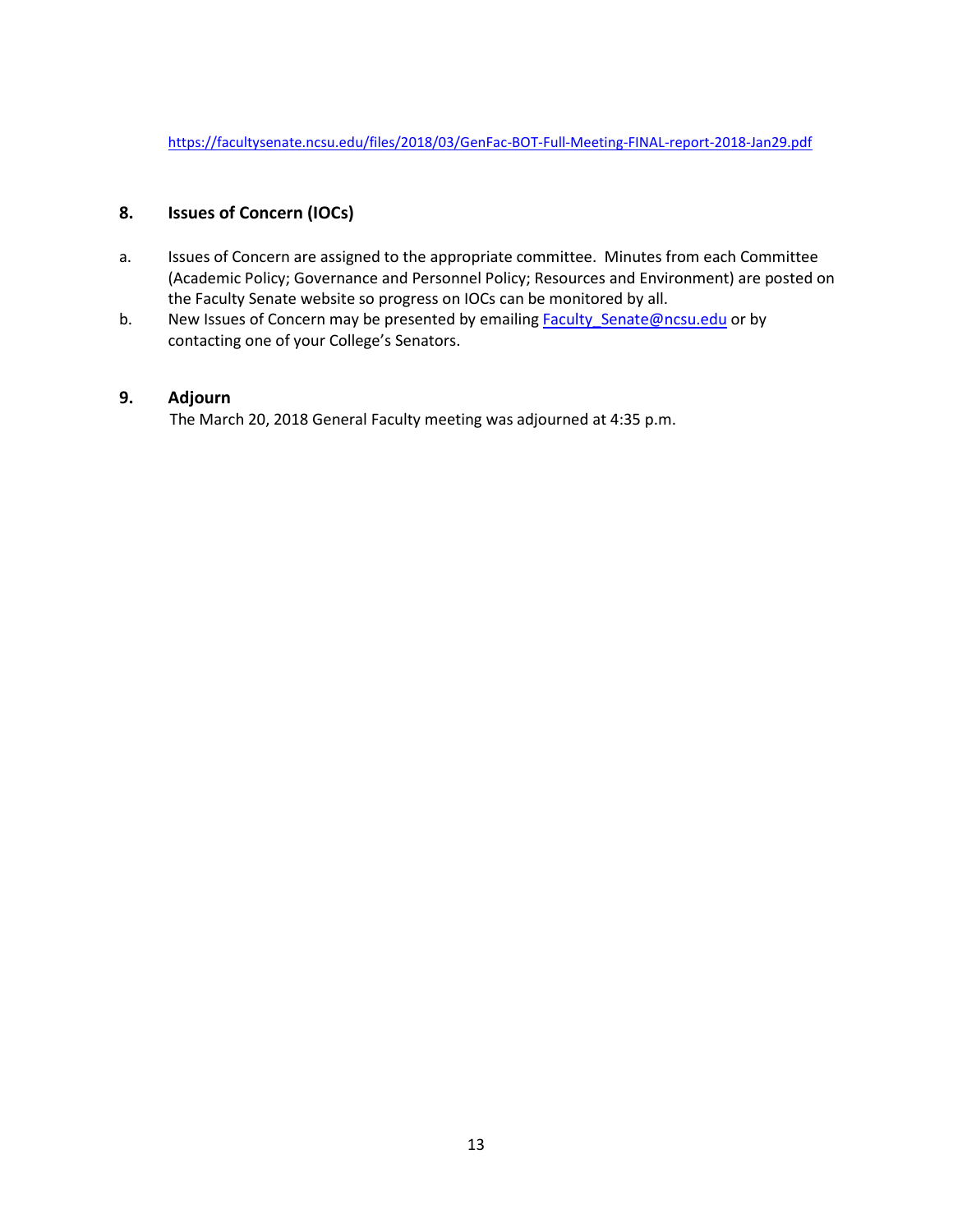https://facultysenate.ncsu.edu/files/2018/03/GenFac-BOT-Full-Meeting-FINAL-report-2018-Jan29.pdf

## 8. Issues of Concern (IOCs)

a. Issues of Concern are assigned to the appropriate committee. Minutes from each Committee (Academic Policy; Governance and Personnel Policy; Resources and Environment) are posted on the Faculty Senate website so progress on IOCs can be monitored by all.

b. New Issues of Concern may be presented by emailing Faculty_Senate@ncsu.edu or by contacting one of your College's Senators.

## 9. Adjourn

The March 20, 2018 General Faculty meeting was adjourned at 4:35 p.m.